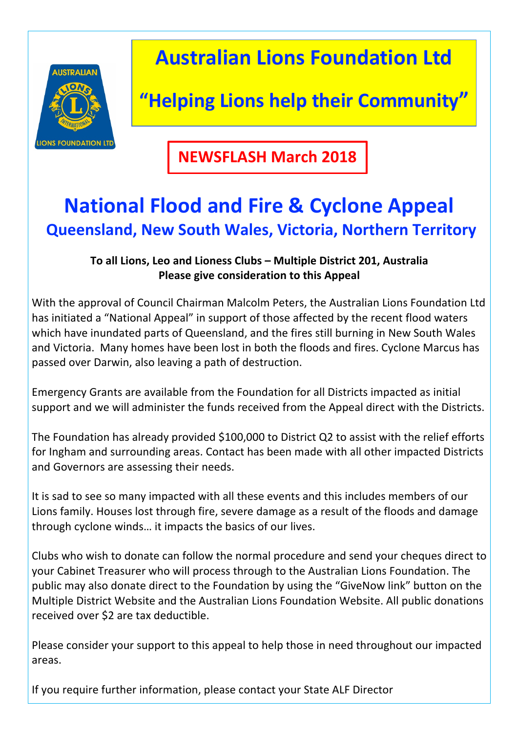# Australian Lions Foundation Ltd

## "Helping Lions help their Community"

**NEWSFLASH March 2018**

# National Flood and Fire & Cyclone Appeal

## Queensland, New South Wales, Victoria, Northern Territory

**To all Lions, Leo and Lioness Clubs – Multiple District 201, Australia**
**Please give consideration to this Appeal**

With the approval of Council Chairman Malcolm Peters, the Australian Lions Foundation Ltd has initiated a "National Appeal" in support of those affected by the recent flood waters which have inundated parts of Queensland, and the fires still burning in New South Wales and Victoria. Many homes have been lost in both the floods and fires. Cyclone Marcus has passed over Darwin, also leaving a path of destruction.

Emergency Grants are available from the Foundation for all Districts impacted as initial support and we will administer the funds received from the Appeal direct with the Districts.

The Foundation has already provided $100,000 to District Q2 to assist with the relief efforts for Ingham and surrounding areas. Contact has been made with all other impacted Districts and Governors are assessing their needs.

It is sad to see so many impacted with all these events and this includes members of our Lions family. Houses lost through fire, severe damage as a result of the floods and damage through cyclone winds… it impacts the basics of our lives.

Clubs who wish to donate can follow the normal procedure and send your cheques direct to your Cabinet Treasurer who will process through to the Australian Lions Foundation. The public may also donate direct to the Foundation by using the "GiveNow link" button on the Multiple District Website and the Australian Lions Foundation Website. All public donations received over $2 are tax deductible.

Please consider your support to this appeal to help those in need throughout our impacted areas.

If you require further information, please contact your State ALF Director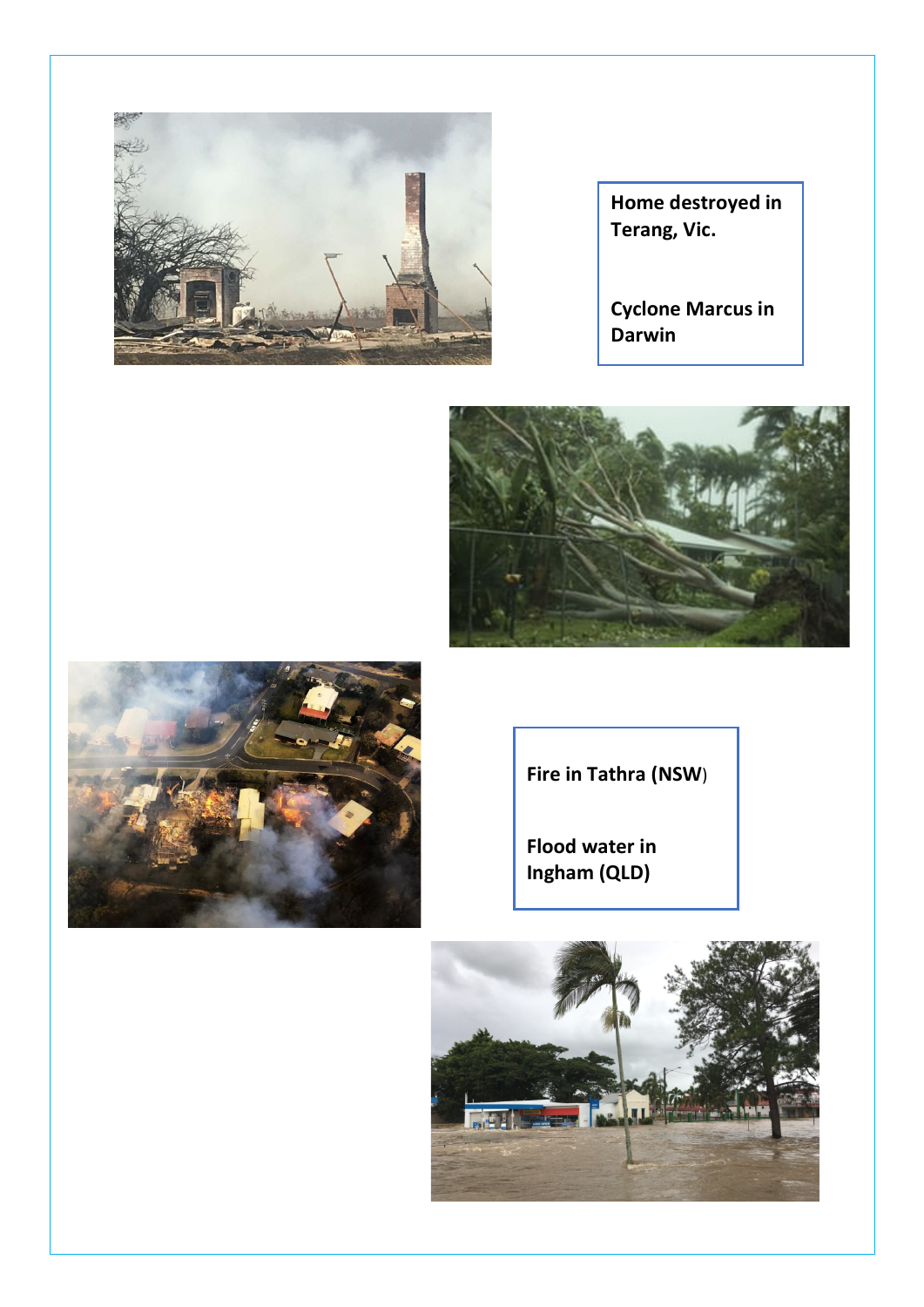**Home destroyed in Terang, Vic.**

**Cyclone Marcus in Darwin**

**Fire in Tathra (NSW)**

**Flood water in Ingham (QLD)**